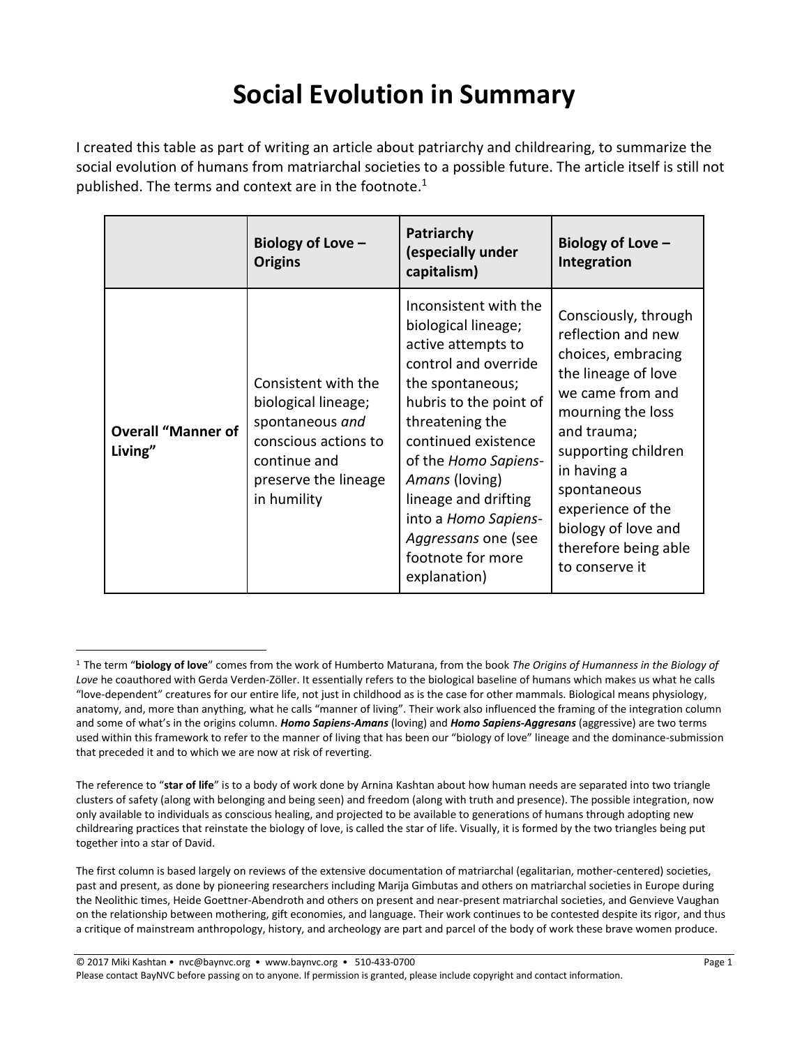# Social Evolution in Summary

I created this table as part of writing an article about patriarchy and childrearing, to summarize the social evolution of humans from matriarchal societies to a possible future. The article itself is still not published. The terms and context are in the footnote.[1]

| | Biology of Love – Origins | Patriarchy (especially under capitalism) | Biology of Love – Integration |
|---|---|---|---|
| **Overall "Manner of Living"** | Consistent with the biological lineage; spontaneous *and* conscious actions to continue and preserve the lineage in humility | Inconsistent with the biological lineage; active attempts to control and override the spontaneous; hubris to the point of threatening the continued existence of the *Homo Sapiens-Amans* (loving) lineage and drifting into a *Homo Sapiens-Aggressans* one (see footnote for more explanation) | Consciously, through reflection and new choices, embracing the lineage of love we came from and mourning the loss and trauma; supporting children in having a spontaneous experience of the biology of love and therefore being able to conserve it |

[1] The term "**biology of love**" comes from the work of Humberto Maturana, from the book *The Origins of Humanness in the Biology of Love* he coauthored with Gerda Verden-Zöller. It essentially refers to the biological baseline of humans which makes us what he calls "love-dependent" creatures for our entire life, not just in childhood as is the case for other mammals. Biological means physiology, anatomy, and, more than anything, what he calls "manner of living". Their work also influenced the framing of the integration column and some of what's in the origins column. ***Homo Sapiens-Amans*** (loving) and ***Homo Sapiens-Aggresans*** (aggressive) are two terms used within this framework to refer to the manner of living that has been our "biology of love" lineage and the dominance-submission that preceded it and to which we are now at risk of reverting.

The reference to "**star of life**" is to a body of work done by Arnina Kashtan about how human needs are separated into two triangle clusters of safety (along with belonging and being seen) and freedom (along with truth and presence). The possible integration, now only available to individuals as conscious healing, and projected to be available to generations of humans through adopting new childrearing practices that reinstate the biology of love, is called the star of life. Visually, it is formed by the two triangles being put together into a star of David.

The first column is based largely on reviews of the extensive documentation of matriarchal (egalitarian, mother-centered) societies, past and present, as done by pioneering researchers including Marija Gimbutas and others on matriarchal societies in Europe during the Neolithic times, Heide Goettner-Abendroth and others on present and near-present matriarchal societies, and Genvieve Vaughan on the relationship between mothering, gift economies, and language. Their work continues to be contested despite its rigor, and thus a critique of mainstream anthropology, history, and archeology are part and parcel of the body of work these brave women produce.

© 2017 Miki Kashtan • nvc@baynvc.org • www.baynvc.org • 510-433-0700
Please contact BayNVC before passing on to anyone. If permission is granted, please include copyright and contact information.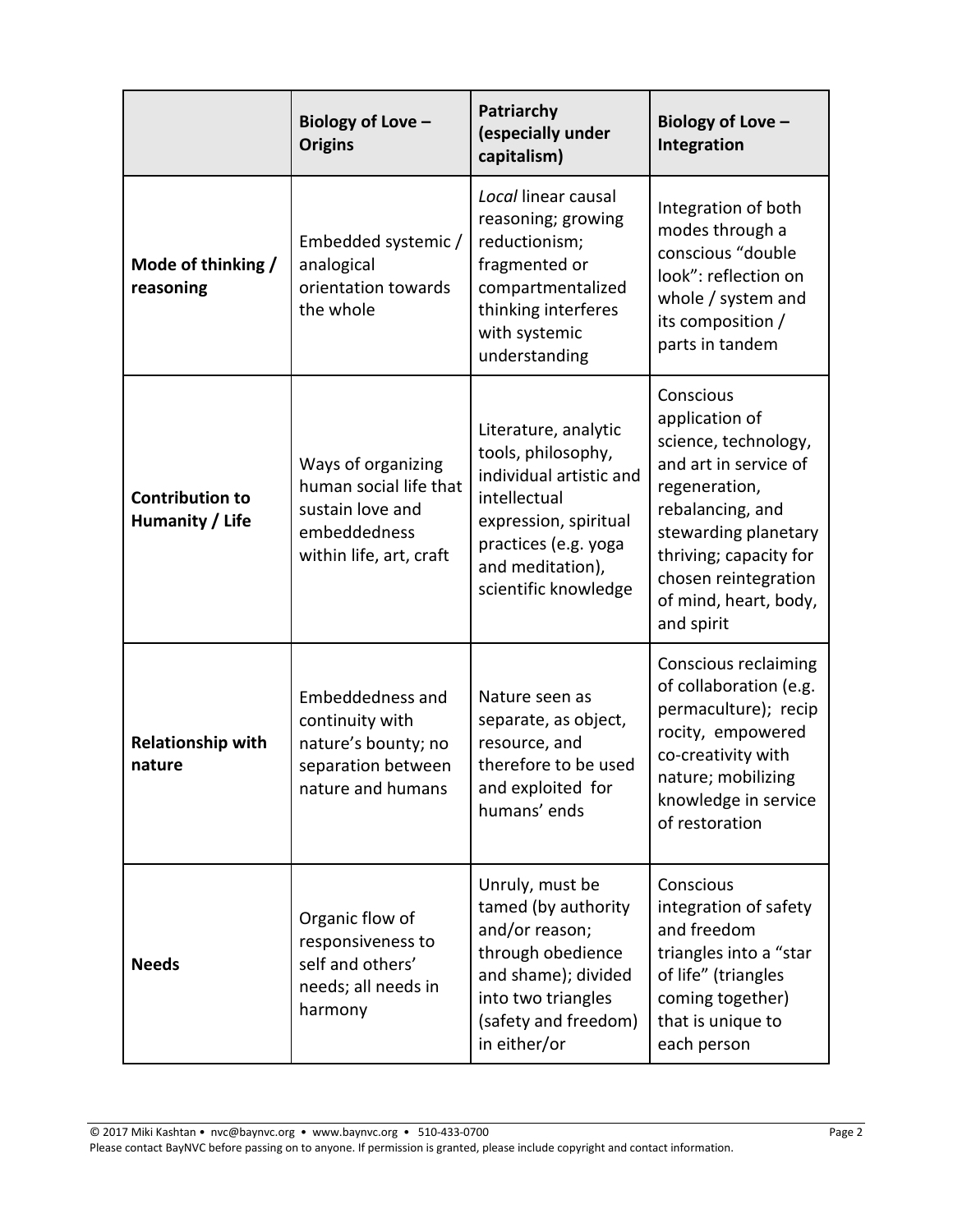| | **Biology of Love – Origins** | **Patriarchy (especially under capitalism)** | **Biology of Love – Integration** |
|---|---|---|---|
| **Mode of thinking / reasoning** | Embedded systemic / analogical orientation towards the whole | *Local* linear causal reasoning; growing reductionism; fragmented or compartmentalized thinking interferes with systemic understanding | Integration of both modes through a conscious "double look": reflection on whole / system and its composition / parts in tandem |
| **Contribution to Humanity / Life** | Ways of organizing human social life that sustain love and embeddedness within life, art, craft | Literature, analytic tools, philosophy, individual artistic and intellectual expression, spiritual practices (e.g. yoga and meditation), scientific knowledge | Conscious application of science, technology, and art in service of regeneration, rebalancing, and stewarding planetary thriving; capacity for chosen reintegration of mind, heart, body, and spirit |
| **Relationship with nature** | Embeddedness and continuity with nature's bounty; no separation between nature and humans | Nature seen as separate, as object, resource, and therefore to be used and exploited for humans' ends | Conscious reclaiming of collaboration (e.g. permaculture); reciprocity, empowered co-creativity with nature; mobilizing knowledge in service of restoration |
| **Needs** | Organic flow of responsiveness to self and others' needs; all needs in harmony | Unruly, must be tamed (by authority and/or reason; through obedience and shame); divided into two triangles (safety and freedom) in either/or | Conscious integration of safety and freedom triangles into a "star of life" (triangles coming together) that is unique to each person |

© 2017 Miki Kashtan • nvc@baynvc.org • www.baynvc.org • 510-433-0700
Please contact BayNVC before passing on to anyone. If permission is granted, please include copyright and contact information.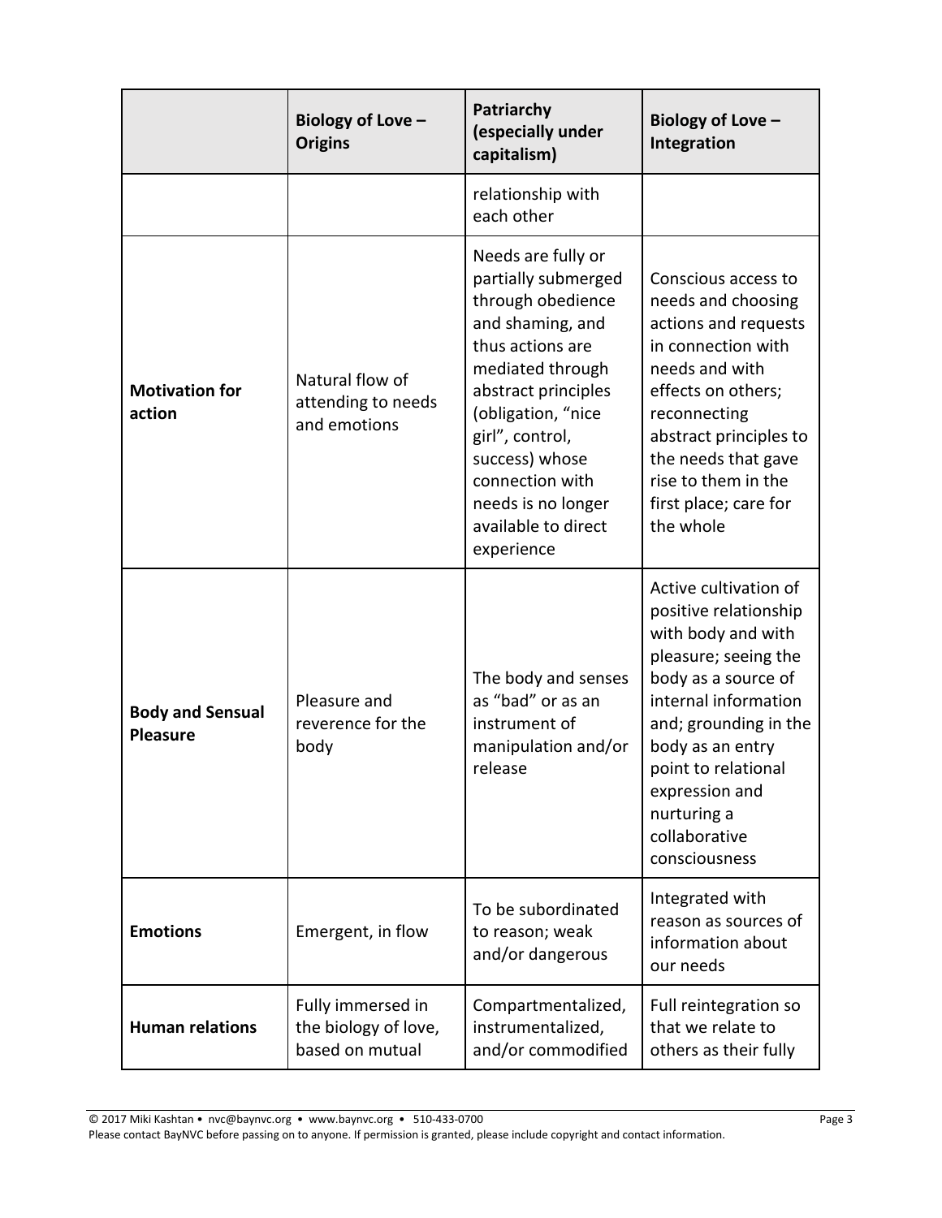| | Biology of Love – Origins | Patriarchy (especially under capitalism) | Biology of Love – Integration |
|---|---|---|---|
| | | relationship with each other | |
| **Motivation for action** | Natural flow of attending to needs and emotions | Needs are fully or partially submerged through obedience and shaming, and thus actions are mediated through abstract principles (obligation, "nice girl", control, success) whose connection with needs is no longer available to direct experience | Conscious access to needs and choosing actions and requests in connection with needs and with effects on others; reconnecting abstract principles to the needs that gave rise to them in the first place; care for the whole |
| **Body and Sensual Pleasure** | Pleasure and reverence for the body | The body and senses as "bad" or as an instrument of manipulation and/or release | Active cultivation of positive relationship with body and with pleasure; seeing the body as a source of internal information and; grounding in the body as an entry point to relational expression and nurturing a collaborative consciousness |
| **Emotions** | Emergent, in flow | To be subordinated to reason; weak and/or dangerous | Integrated with reason as sources of information about our needs |
| **Human relations** | Fully immersed in the biology of love, based on mutual | Compartmentalized, instrumentalized, and/or commodified | Full reintegration so that we relate to others as their fully |

© 2017 Miki Kashtan • nvc@baynvc.org • www.baynvc.org • 510-433-0700
Please contact BayNVC before passing on to anyone. If permission is granted, please include copyright and contact information.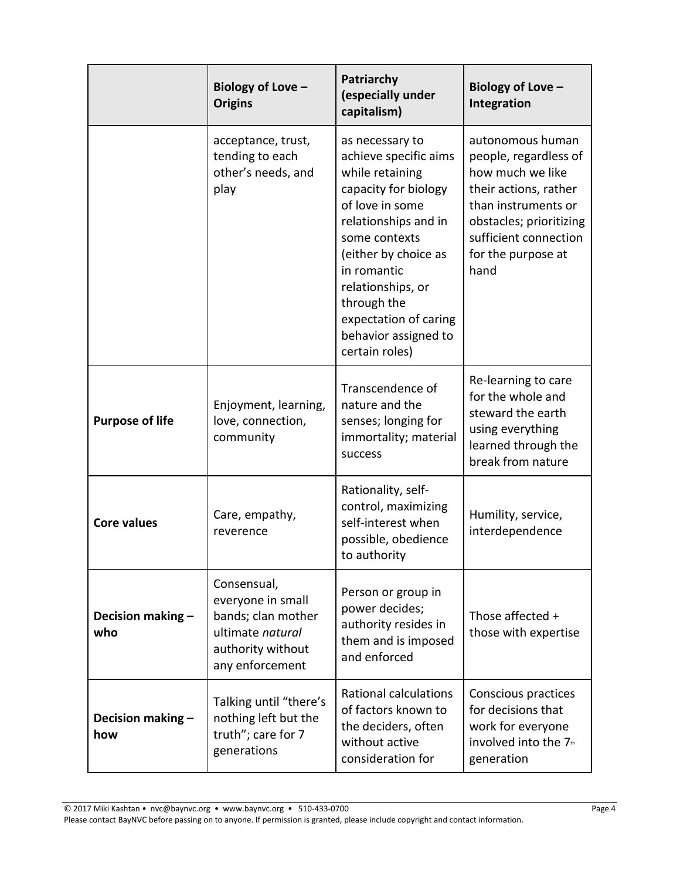| | Biology of Love – Origins | Patriarchy (especially under capitalism) | Biology of Love – Integration |
|---|---|---|---|
| | acceptance, trust, tending to each other's needs, and play | as necessary to achieve specific aims while retaining capacity for biology of love in some relationships and in some contexts (either by choice as in romantic relationships, or through the expectation of caring behavior assigned to certain roles) | autonomous human people, regardless of how much we like their actions, rather than instruments or obstacles; prioritizing sufficient connection for the purpose at hand |
| **Purpose of life** | Enjoyment, learning, love, connection, community | Transcendence of nature and the senses; longing for immortality; material success | Re-learning to care for the whole and steward the earth using everything learned through the break from nature |
| **Core values** | Care, empathy, reverence | Rationality, self-control, maximizing self-interest when possible, obedience to authority | Humility, service, interdependence |
| **Decision making – who** | Consensual, everyone in small bands; clan mother ultimate *natural* authority without any enforcement | Person or group in power decides; authority resides in them and is imposed and enforced | Those affected + those with expertise |
| **Decision making – how** | Talking until "there's nothing left but the truth"; care for 7 generations | Rational calculations of factors known to the deciders, often without active consideration for | Conscious practices for decisions that work for everyone involved into the 7th generation |

© 2017 Miki Kashtan • nvc@baynvc.org • www.baynvc.org • 510-433-0700
Please contact BayNVC before passing on to anyone. If permission is granted, please include copyright and contact information.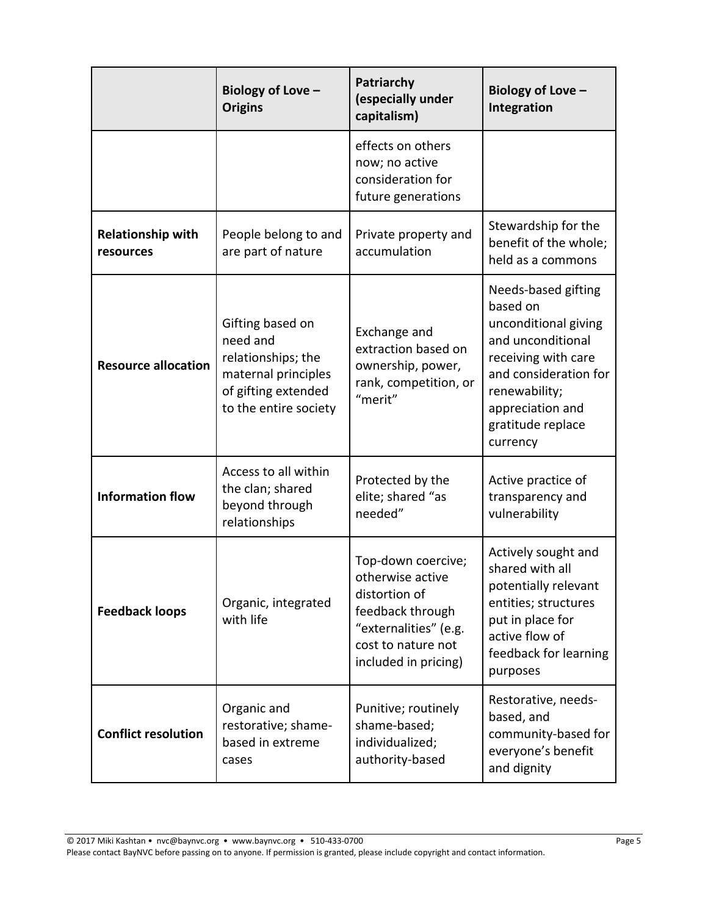| | **Biology of Love – Origins** | **Patriarchy (especially under capitalism)** | **Biology of Love – Integration** |
|---|---|---|---|
| | | effects on others now; no active consideration for future generations | |
| **Relationship with resources** | People belong to and are part of nature | Private property and accumulation | Stewardship for the benefit of the whole; held as a commons |
| **Resource allocation** | Gifting based on need and relationships; the maternal principles of gifting extended to the entire society | Exchange and extraction based on ownership, power, rank, competition, or "merit" | Needs-based gifting based on unconditional giving and unconditional receiving with care and consideration for renewability; appreciation and gratitude replace currency |
| **Information flow** | Access to all within the clan; shared beyond through relationships | Protected by the elite; shared "as needed" | Active practice of transparency and vulnerability |
| **Feedback loops** | Organic, integrated with life | Top-down coercive; otherwise active distortion of feedback through "externalities" (e.g. cost to nature not included in pricing) | Actively sought and shared with all potentially relevant entities; structures put in place for active flow of feedback for learning purposes |
| **Conflict resolution** | Organic and restorative; shame-based in extreme cases | Punitive; routinely shame-based; individualized; authority-based | Restorative, needs-based, and community-based for everyone's benefit and dignity |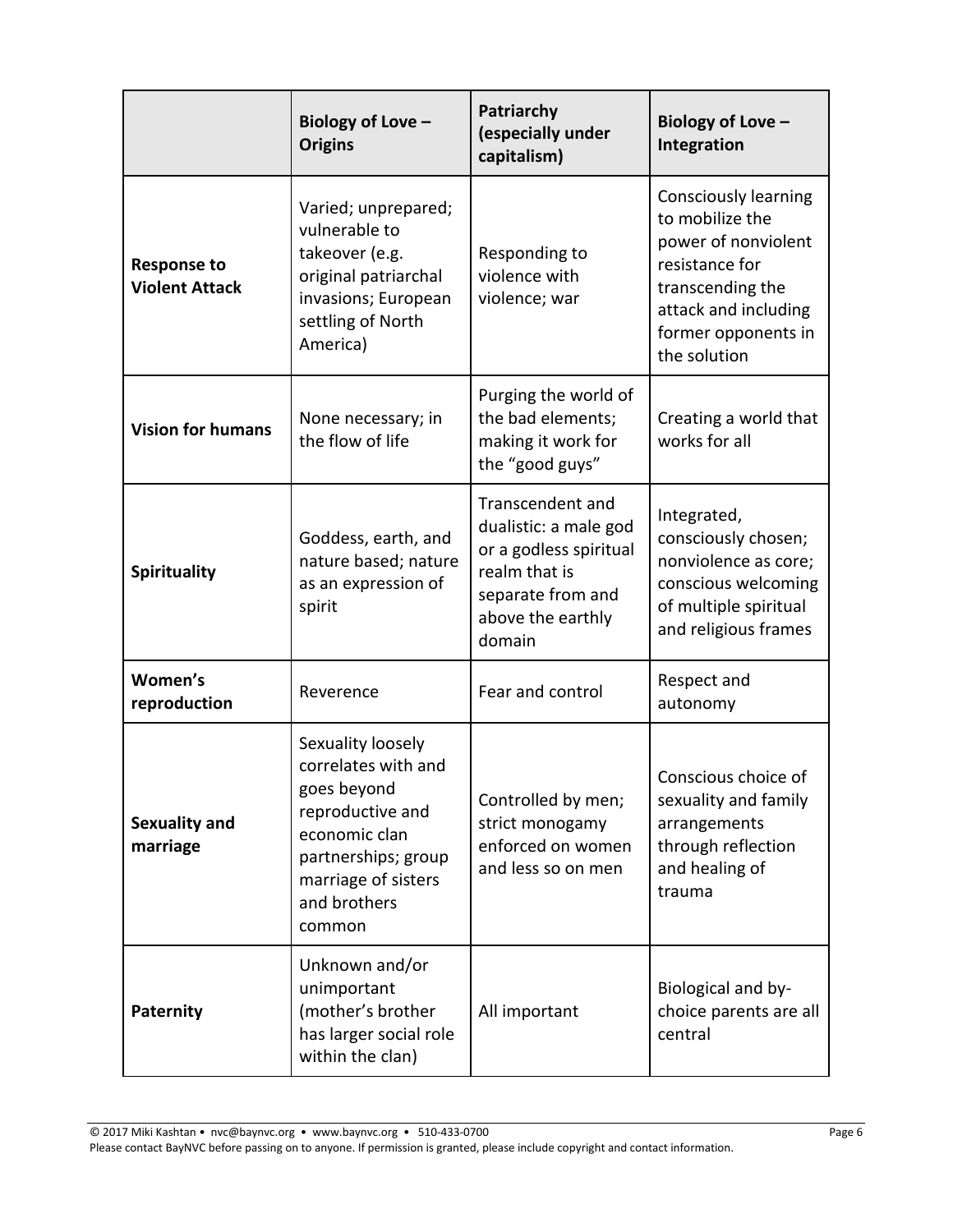| | Biology of Love – Origins | Patriarchy (especially under capitalism) | Biology of Love – Integration |
|---|---|---|---|
| **Response to Violent Attack** | Varied; unprepared; vulnerable to takeover (e.g. original patriarchal invasions; European settling of North America) | Responding to violence with violence; war | Consciously learning to mobilize the power of nonviolent resistance for transcending the attack and including former opponents in the solution |
| **Vision for humans** | None necessary; in the flow of life | Purging the world of the bad elements; making it work for the "good guys" | Creating a world that works for all |
| **Spirituality** | Goddess, earth, and nature based; nature as an expression of spirit | Transcendent and dualistic: a male god or a godless spiritual realm that is separate from and above the earthly domain | Integrated, consciously chosen; nonviolence as core; conscious welcoming of multiple spiritual and religious frames |
| **Women's reproduction** | Reverence | Fear and control | Respect and autonomy |
| **Sexuality and marriage** | Sexuality loosely correlates with and goes beyond reproductive and economic clan partnerships; group marriage of sisters and brothers common | Controlled by men; strict monogamy enforced on women and less so on men | Conscious choice of sexuality and family arrangements through reflection and healing of trauma |
| **Paternity** | Unknown and/or unimportant (mother's brother has larger social role within the clan) | All important | Biological and by-choice parents are all central |

© 2017 Miki Kashtan • nvc@baynvc.org • www.baynvc.org • 510-433-0700
Please contact BayNVC before passing on to anyone. If permission is granted, please include copyright and contact information.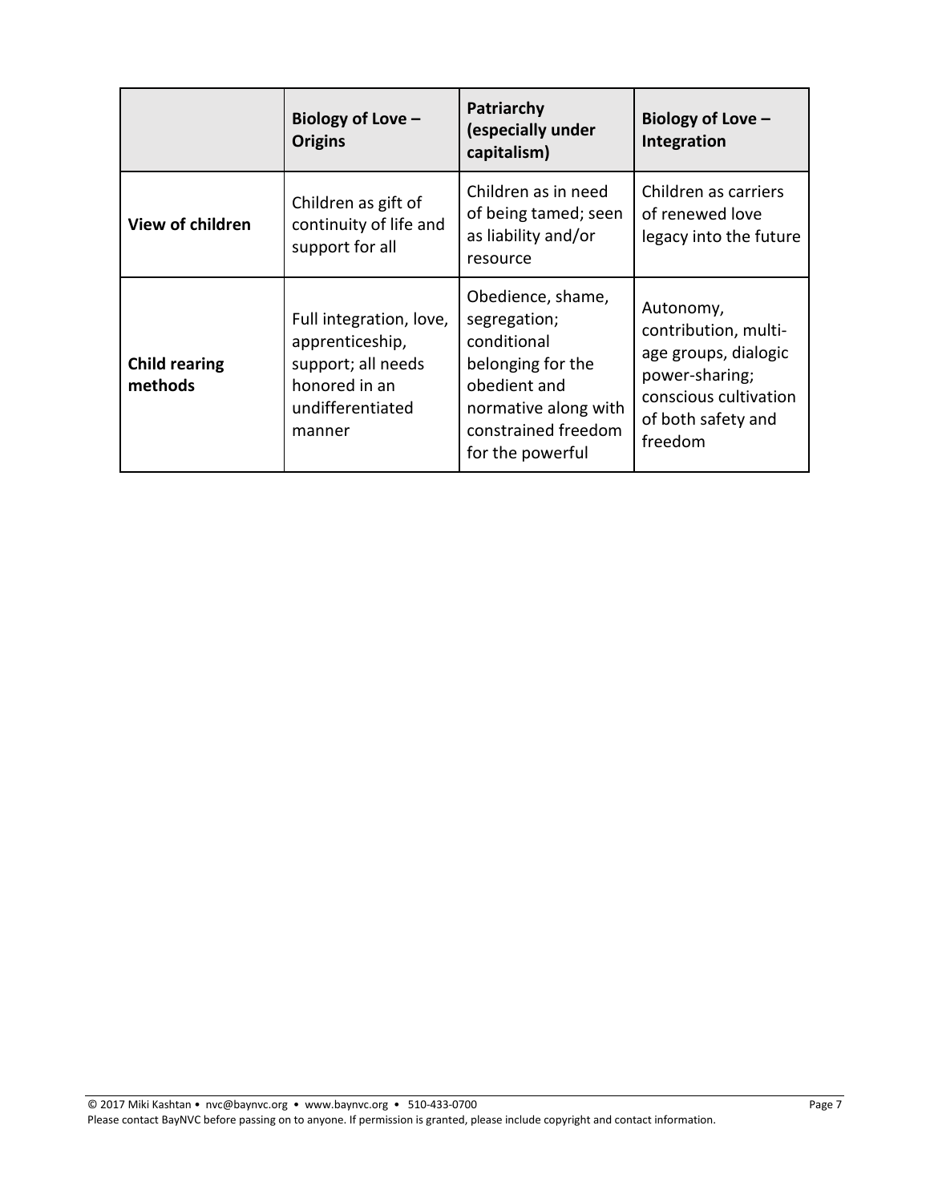| | **Biology of Love – Origins** | **Patriarchy (especially under capitalism)** | **Biology of Love – Integration** |
|---|---|---|---|
| **View of children** | Children as gift of continuity of life and support for all | Children as in need of being tamed; seen as liability and/or resource | Children as carriers of renewed love legacy into the future |
| **Child rearing methods** | Full integration, love, apprenticeship, support; all needs honored in an undifferentiated manner | Obedience, shame, segregation; conditional belonging for the obedient and normative along with constrained freedom for the powerful | Autonomy, contribution, multi-age groups, dialogic power-sharing; conscious cultivation of both safety and freedom |